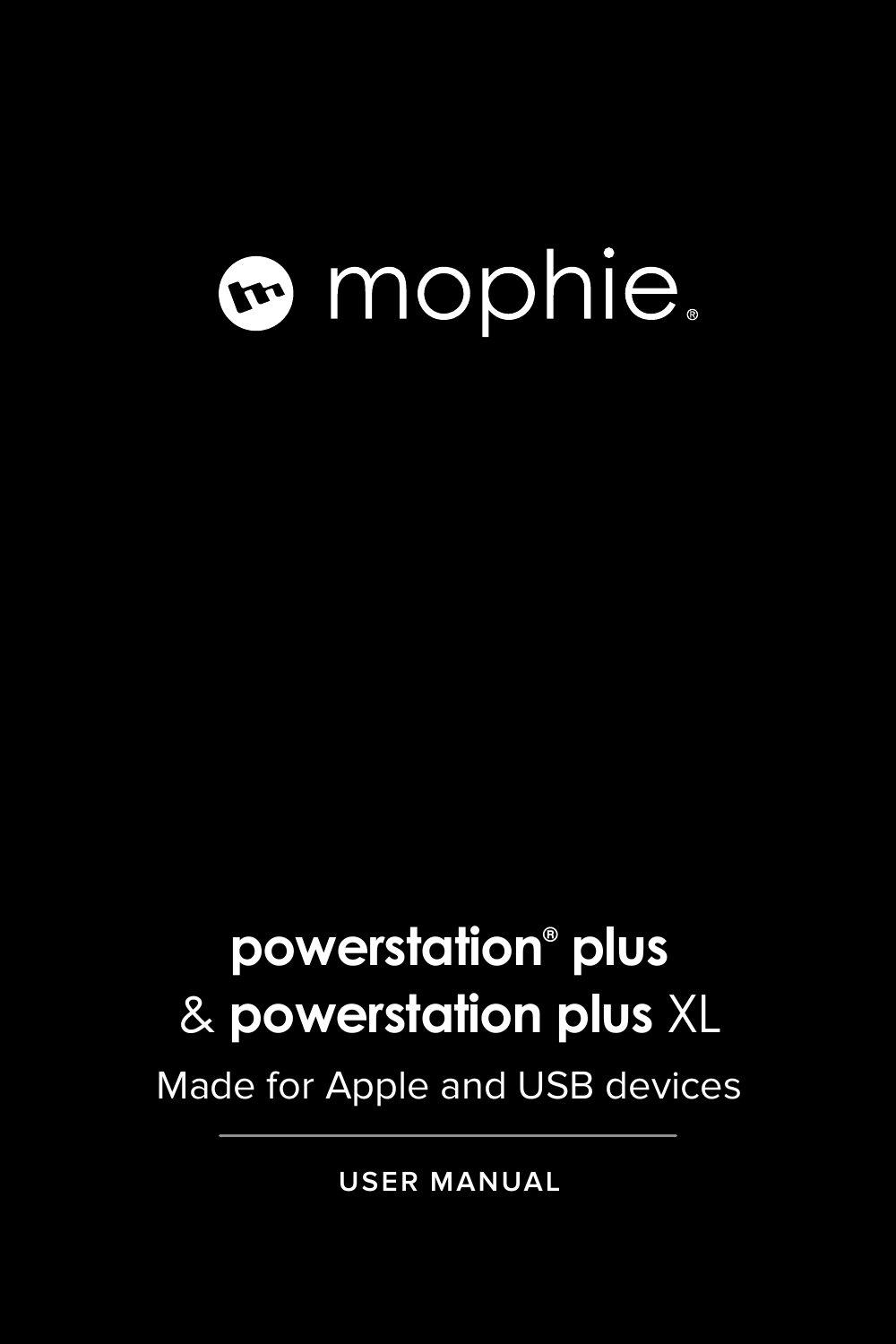mophie®

# powerstation® plus
# & powerstation plus XL

Made for Apple and USB devices

USER MANUAL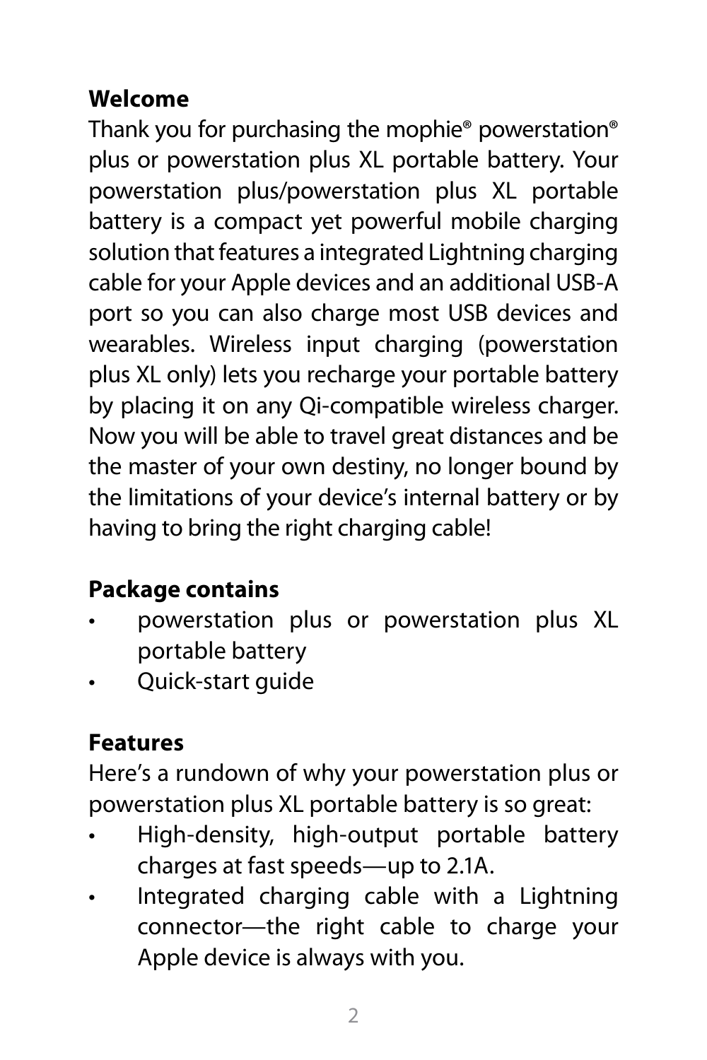## Welcome

Thank you for purchasing the mophie® powerstation® plus or powerstation plus XL portable battery. Your powerstation plus/powerstation plus XL portable battery is a compact yet powerful mobile charging solution that features a integrated Lightning charging cable for your Apple devices and an additional USB-A port so you can also charge most USB devices and wearables. Wireless input charging (powerstation plus XL only) lets you recharge your portable battery by placing it on any Qi-compatible wireless charger. Now you will be able to travel great distances and be the master of your own destiny, no longer bound by the limitations of your device's internal battery or by having to bring the right charging cable!

## Package contains

- powerstation plus or powerstation plus XL portable battery
- Quick-start guide

## Features

Here's a rundown of why your powerstation plus or powerstation plus XL portable battery is so great:

- High-density, high-output portable battery charges at fast speeds—up to 2.1A.
- Integrated charging cable with a Lightning connector—the right cable to charge your Apple device is always with you.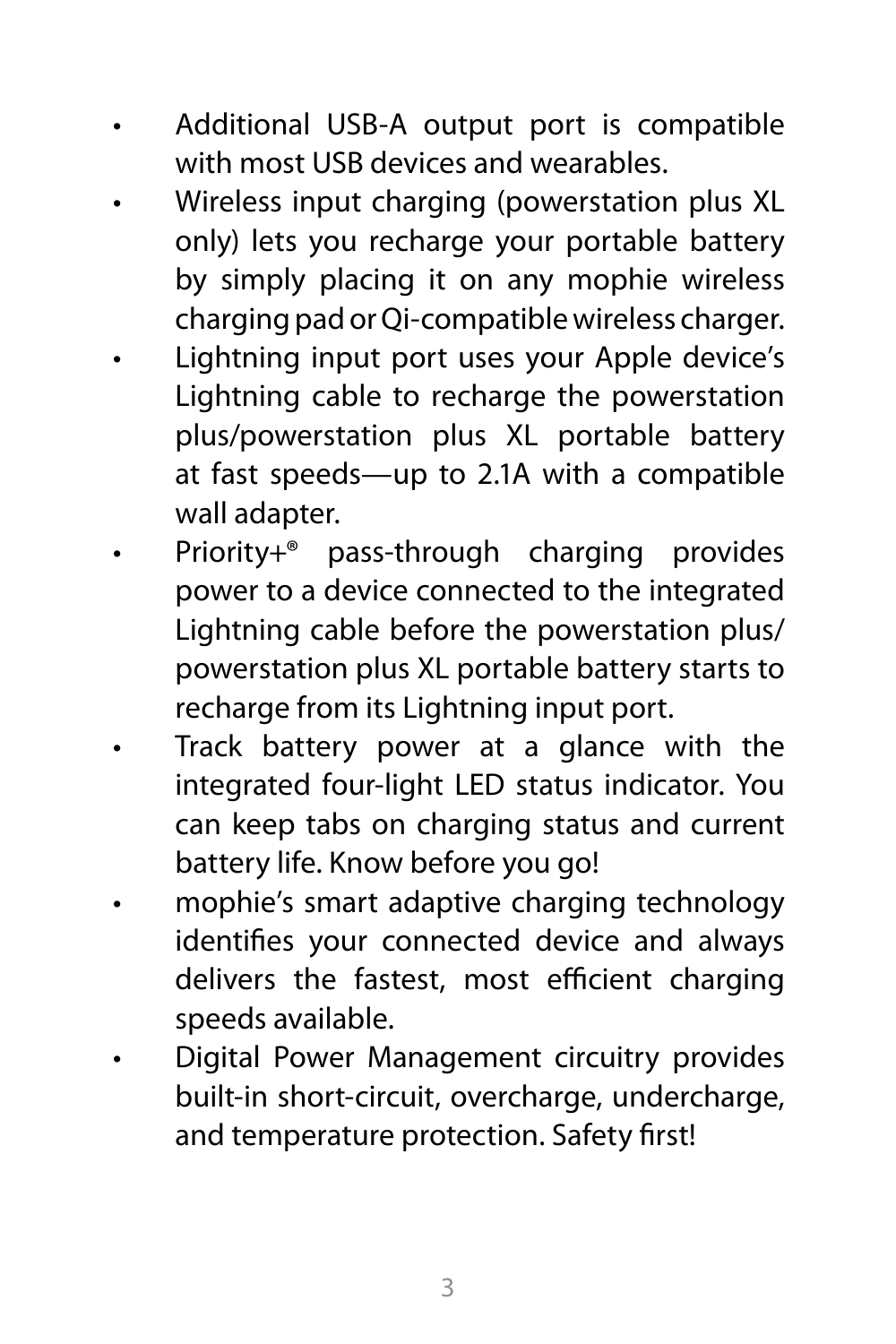- Additional USB-A output port is compatible with most USB devices and wearables.
- Wireless input charging (powerstation plus XL only) lets you recharge your portable battery by simply placing it on any mophie wireless charging pad or Qi-compatible wireless charger.
- Lightning input port uses your Apple device's Lightning cable to recharge the powerstation plus/powerstation plus XL portable battery at fast speeds—up to 2.1A with a compatible wall adapter.
- Priority+® pass-through charging provides power to a device connected to the integrated Lightning cable before the powerstation plus/ powerstation plus XL portable battery starts to recharge from its Lightning input port.
- Track battery power at a glance with the integrated four-light LED status indicator. You can keep tabs on charging status and current battery life. Know before you go!
- mophie's smart adaptive charging technology identifies your connected device and always delivers the fastest, most efficient charging speeds available.
- Digital Power Management circuitry provides built-in short-circuit, overcharge, undercharge, and temperature protection. Safety first!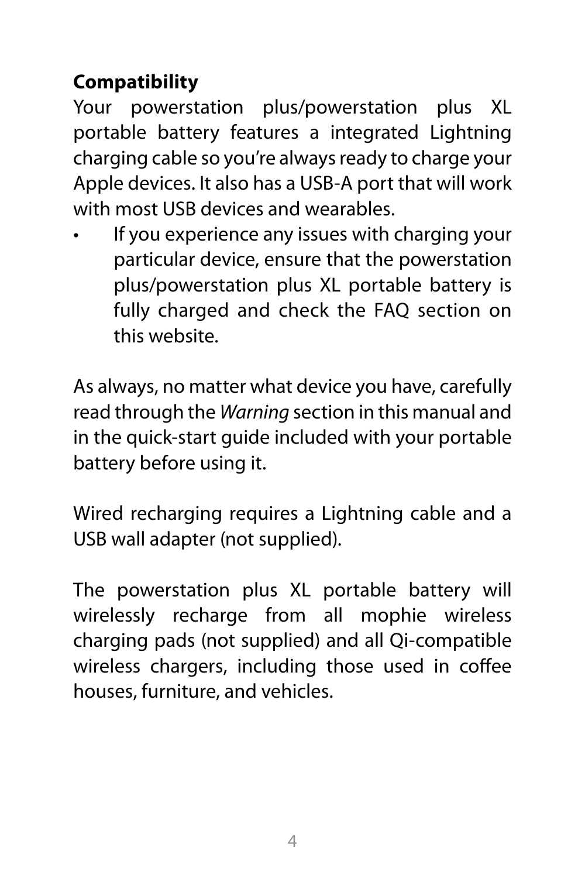**Compatibility**

Your powerstation plus/powerstation plus XL portable battery features a integrated Lightning charging cable so you're always ready to charge your Apple devices. It also has a USB-A port that will work with most USB devices and wearables.

- If you experience any issues with charging your particular device, ensure that the powerstation plus/powerstation plus XL portable battery is fully charged and check the FAQ section on this website.

As always, no matter what device you have, carefully read through the *Warning* section in this manual and in the quick-start guide included with your portable battery before using it.

Wired recharging requires a Lightning cable and a USB wall adapter (not supplied).

The powerstation plus XL portable battery will wirelessly recharge from all mophie wireless charging pads (not supplied) and all Qi-compatible wireless chargers, including those used in coffee houses, furniture, and vehicles.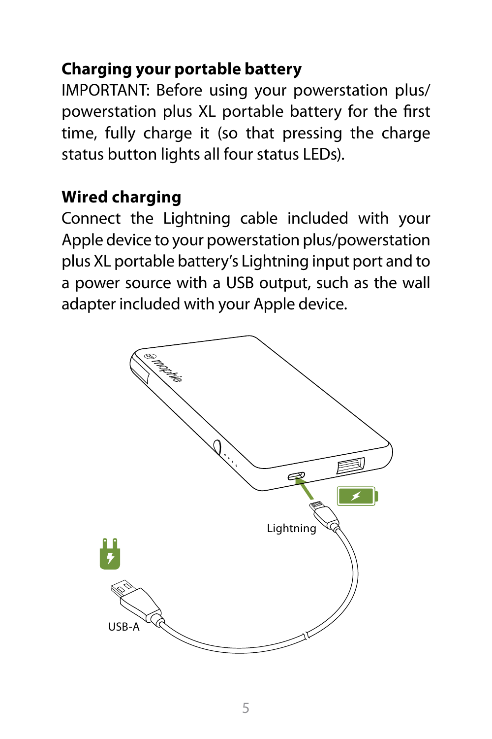## Charging your portable battery

IMPORTANT: Before using your powerstation plus/powerstation plus XL portable battery for the first time, fully charge it (so that pressing the charge status button lights all four status LEDs).

## Wired charging

Connect the Lightning cable included with your Apple device to your powerstation plus/powerstation plus XL portable battery's Lightning input port and to a power source with a USB output, such as the wall adapter included with your Apple device.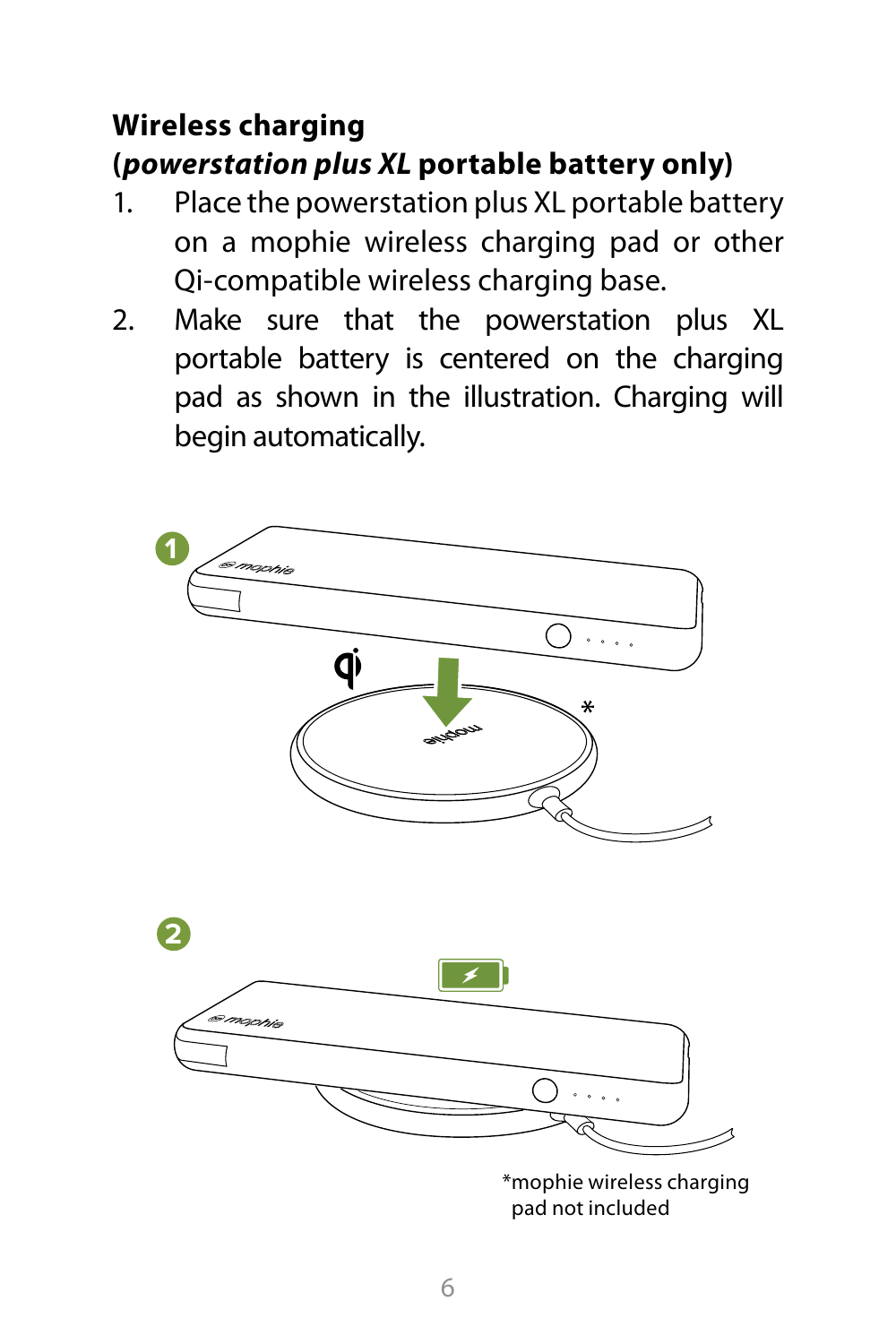**Wireless charging**
**(*powerstation plus XL* portable battery only)**

1. Place the powerstation plus XL portable battery on a mophie wireless charging pad or other Qi-compatible wireless charging base.
2. Make sure that the powerstation plus XL portable battery is centered on the charging pad as shown in the illustration. Charging will begin automatically.

*mophie wireless charging pad not included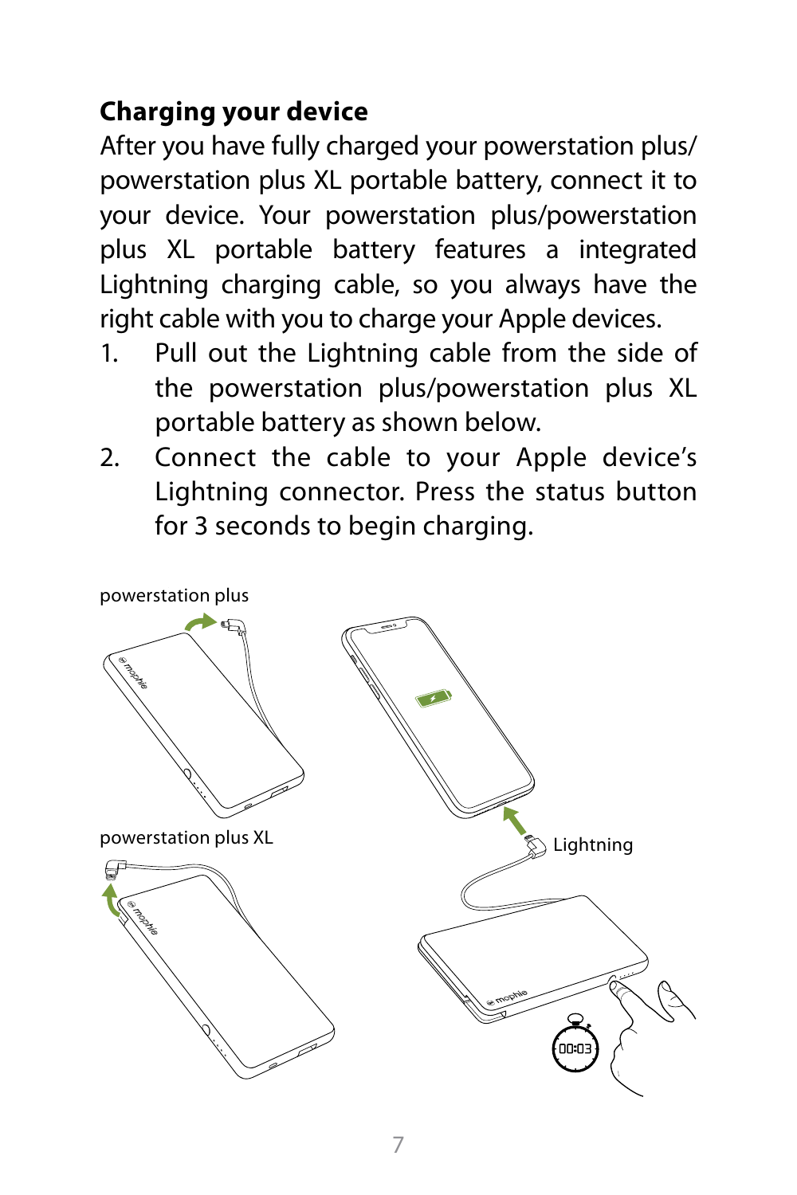## Charging your device

After you have fully charged your powerstation plus/powerstation plus XL portable battery, connect it to your device. Your powerstation plus/powerstation plus XL portable battery features a integrated Lightning charging cable, so you always have the right cable with you to charge your Apple devices.

1. Pull out the Lightning cable from the side of the powerstation plus/powerstation plus XL portable battery as shown below.
2. Connect the cable to your Apple device's Lightning connector. Press the status button for 3 seconds to begin charging.

powerstation plus

powerstation plus XL

Lightning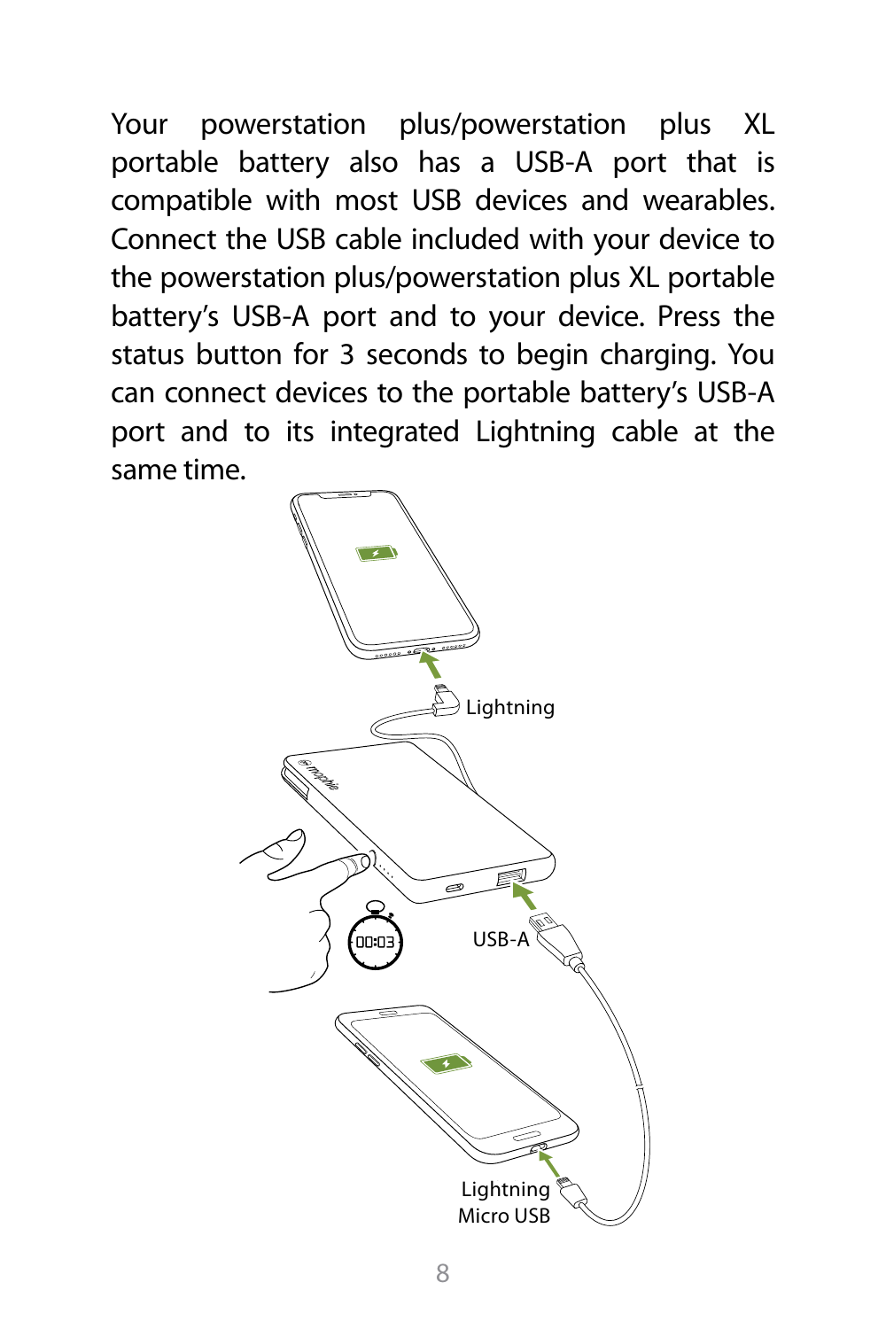Your powerstation plus/powerstation plus XL portable battery also has a USB-A port that is compatible with most USB devices and wearables. Connect the USB cable included with your device to the powerstation plus/powerstation plus XL portable battery's USB-A port and to your device. Press the status button for 3 seconds to begin charging. You can connect devices to the portable battery's USB-A port and to its integrated Lightning cable at the same time.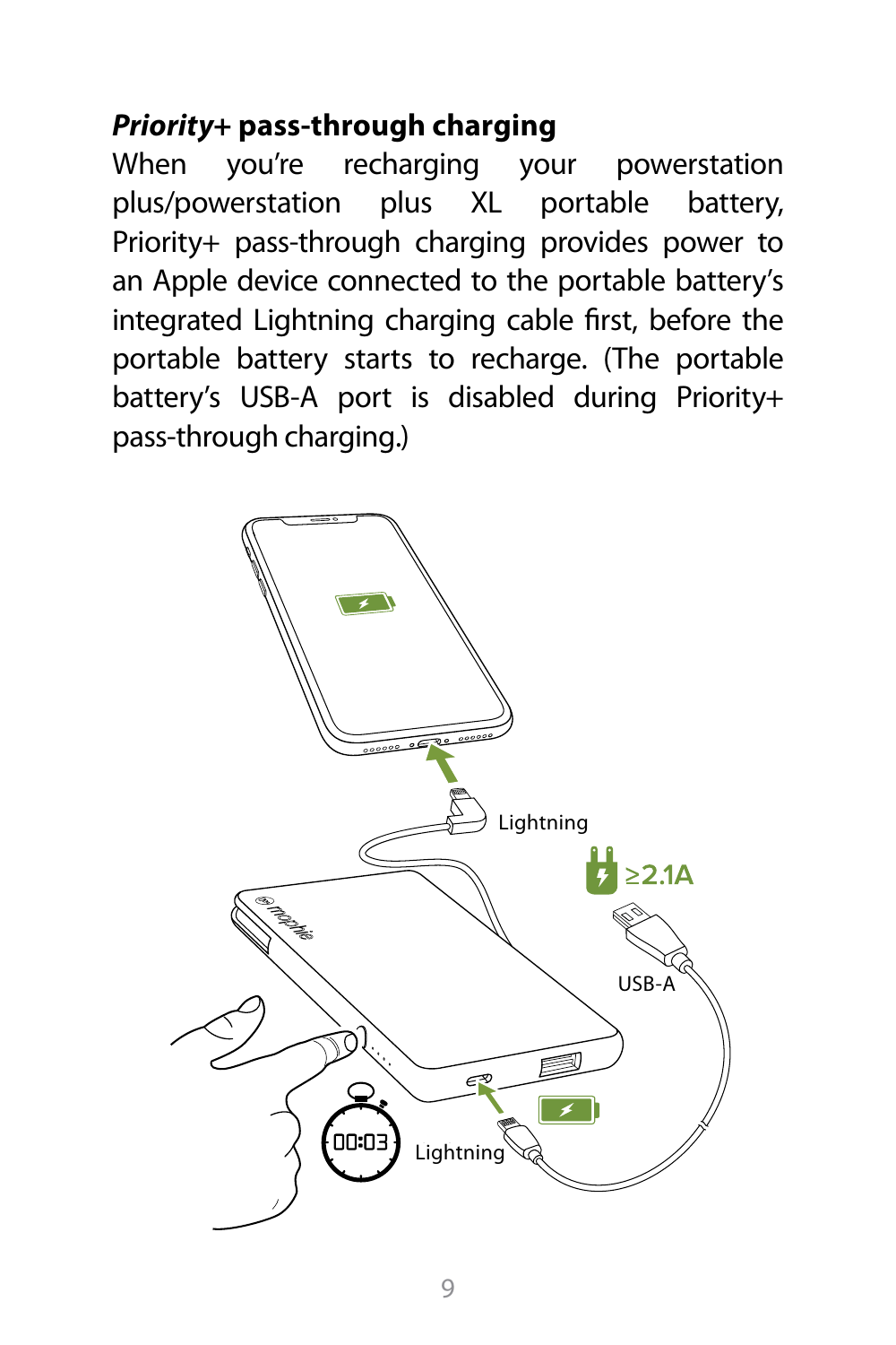### *Priority+* pass-through charging

When you're recharging your powerstation plus/powerstation plus XL portable battery, Priority+ pass-through charging provides power to an Apple device connected to the portable battery's integrated Lightning charging cable first, before the portable battery starts to recharge. (The portable battery's USB-A port is disabled during Priority+ pass-through charging.)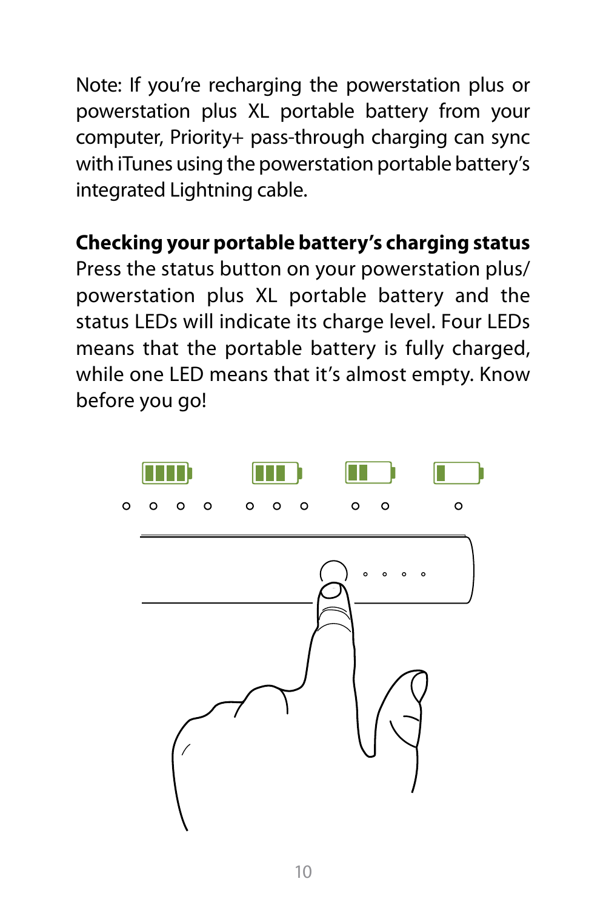Note: If you're recharging the powerstation plus or powerstation plus XL portable battery from your computer, Priority+ pass-through charging can sync with iTunes using the powerstation portable battery's integrated Lightning cable.

**Checking your portable battery's charging status**

Press the status button on your powerstation plus/ powerstation plus XL portable battery and the status LEDs will indicate its charge level. Four LEDs means that the portable battery is fully charged, while one LED means that it's almost empty. Know before you go!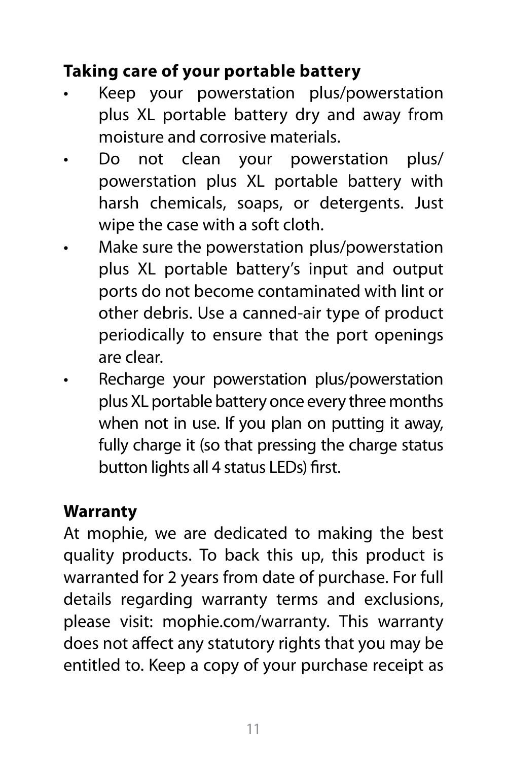## Taking care of your portable battery

- Keep your powerstation plus/powerstation plus XL portable battery dry and away from moisture and corrosive materials.
- Do not clean your powerstation plus/ powerstation plus XL portable battery with harsh chemicals, soaps, or detergents. Just wipe the case with a soft cloth.
- Make sure the powerstation plus/powerstation plus XL portable battery's input and output ports do not become contaminated with lint or other debris. Use a canned-air type of product periodically to ensure that the port openings are clear.
- Recharge your powerstation plus/powerstation plus XL portable battery once every three months when not in use. If you plan on putting it away, fully charge it (so that pressing the charge status button lights all 4 status LEDs) first.

## Warranty

At mophie, we are dedicated to making the best quality products. To back this up, this product is warranted for 2 years from date of purchase. For full details regarding warranty terms and exclusions, please visit: mophie.com/warranty. This warranty does not affect any statutory rights that you may be entitled to. Keep a copy of your purchase receipt as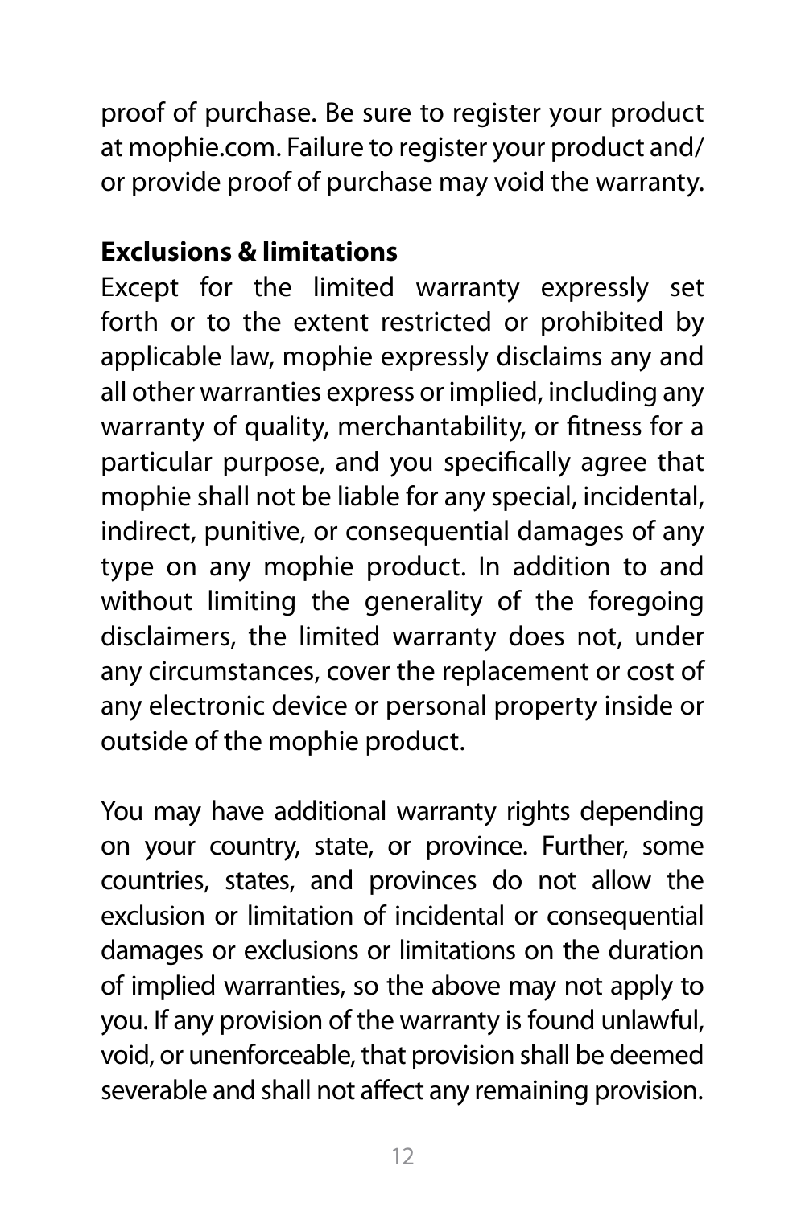proof of purchase. Be sure to register your product at mophie.com. Failure to register your product and/ or provide proof of purchase may void the warranty.

**Exclusions & limitations**

Except for the limited warranty expressly set forth or to the extent restricted or prohibited by applicable law, mophie expressly disclaims any and all other warranties express or implied, including any warranty of quality, merchantability, or fitness for a particular purpose, and you specifically agree that mophie shall not be liable for any special, incidental, indirect, punitive, or consequential damages of any type on any mophie product. In addition to and without limiting the generality of the foregoing disclaimers, the limited warranty does not, under any circumstances, cover the replacement or cost of any electronic device or personal property inside or outside of the mophie product.

You may have additional warranty rights depending on your country, state, or province. Further, some countries, states, and provinces do not allow the exclusion or limitation of incidental or consequential damages or exclusions or limitations on the duration of implied warranties, so the above may not apply to you. If any provision of the warranty is found unlawful, void, or unenforceable, that provision shall be deemed severable and shall not affect any remaining provision.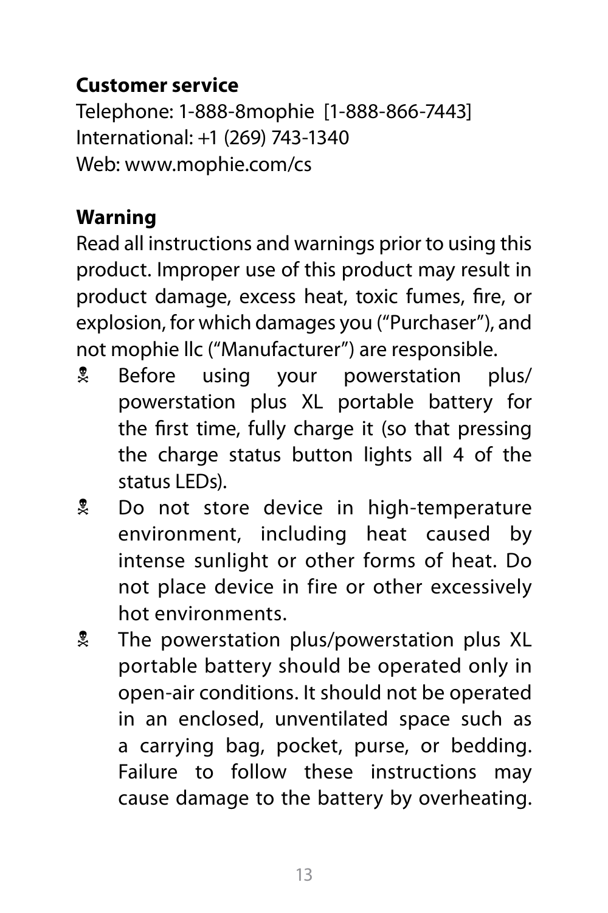**Customer service**

Telephone: 1-888-8mophie [1-888-866-7443]
International: +1 (269) 743-1340
Web: www.mophie.com/cs

**Warning**

Read all instructions and warnings prior to using this product. Improper use of this product may result in product damage, excess heat, toxic fumes, fire, or explosion, for which damages you ("Purchaser"), and not mophie llc ("Manufacturer") are responsible.

- Before using your powerstation plus/ powerstation plus XL portable battery for the first time, fully charge it (so that pressing the charge status button lights all 4 of the status LEDs).
- Do not store device in high-temperature environment, including heat caused by intense sunlight or other forms of heat. Do not place device in fire or other excessively hot environments.
- The powerstation plus/powerstation plus XL portable battery should be operated only in open-air conditions. It should not be operated in an enclosed, unventilated space such as a carrying bag, pocket, purse, or bedding. Failure to follow these instructions may cause damage to the battery by overheating.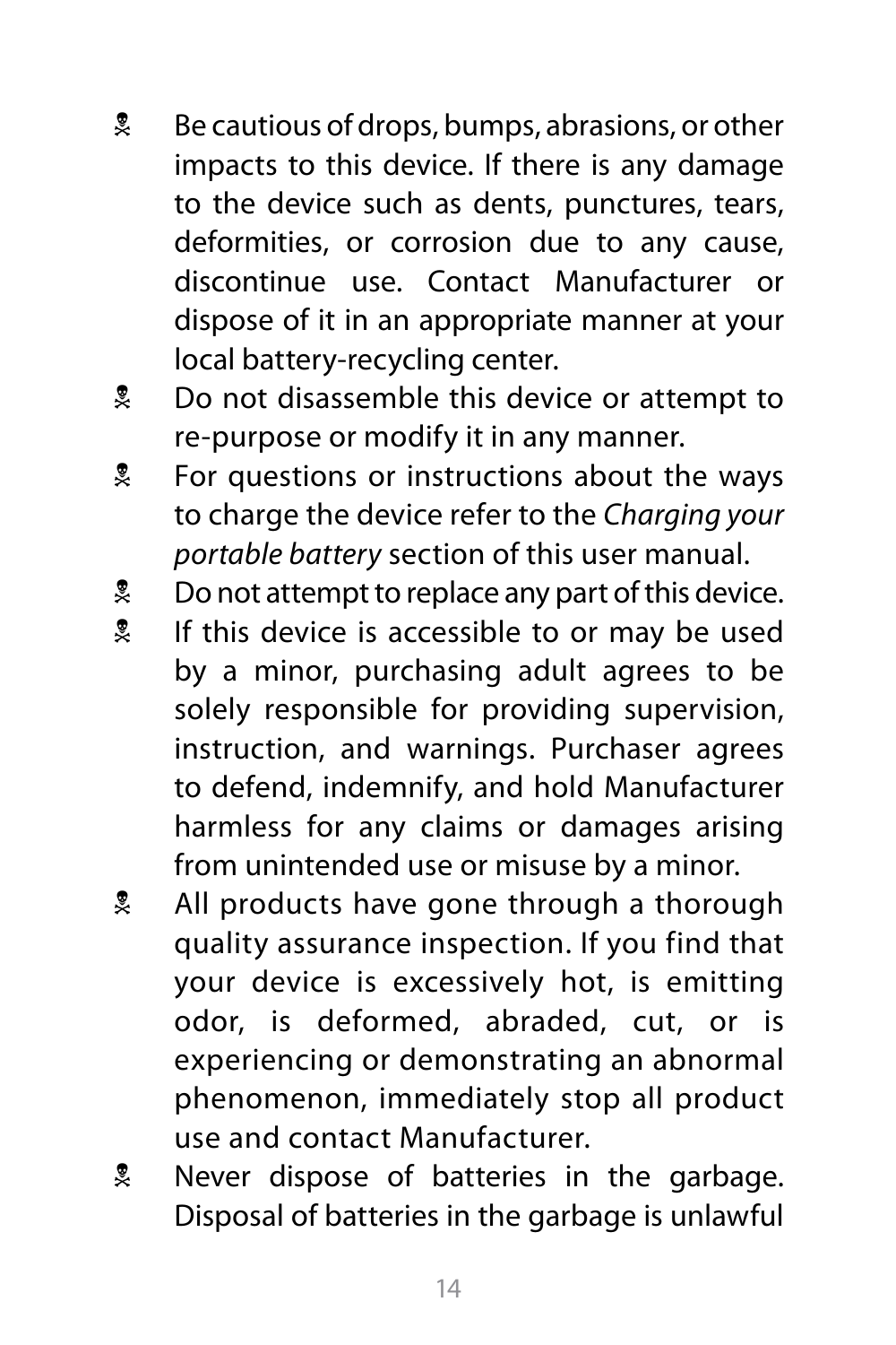- Be cautious of drops, bumps, abrasions, or other impacts to this device. If there is any damage to the device such as dents, punctures, tears, deformities, or corrosion due to any cause, discontinue use. Contact Manufacturer or dispose of it in an appropriate manner at your local battery-recycling center.
- Do not disassemble this device or attempt to re-purpose or modify it in any manner.
- For questions or instructions about the ways to charge the device refer to the *Charging your portable battery* section of this user manual.
- Do not attempt to replace any part of this device.
- If this device is accessible to or may be used by a minor, purchasing adult agrees to be solely responsible for providing supervision, instruction, and warnings. Purchaser agrees to defend, indemnify, and hold Manufacturer harmless for any claims or damages arising from unintended use or misuse by a minor.
- All products have gone through a thorough quality assurance inspection. If you find that your device is excessively hot, is emitting odor, is deformed, abraded, cut, or is experiencing or demonstrating an abnormal phenomenon, immediately stop all product use and contact Manufacturer.
- Never dispose of batteries in the garbage. Disposal of batteries in the garbage is unlawful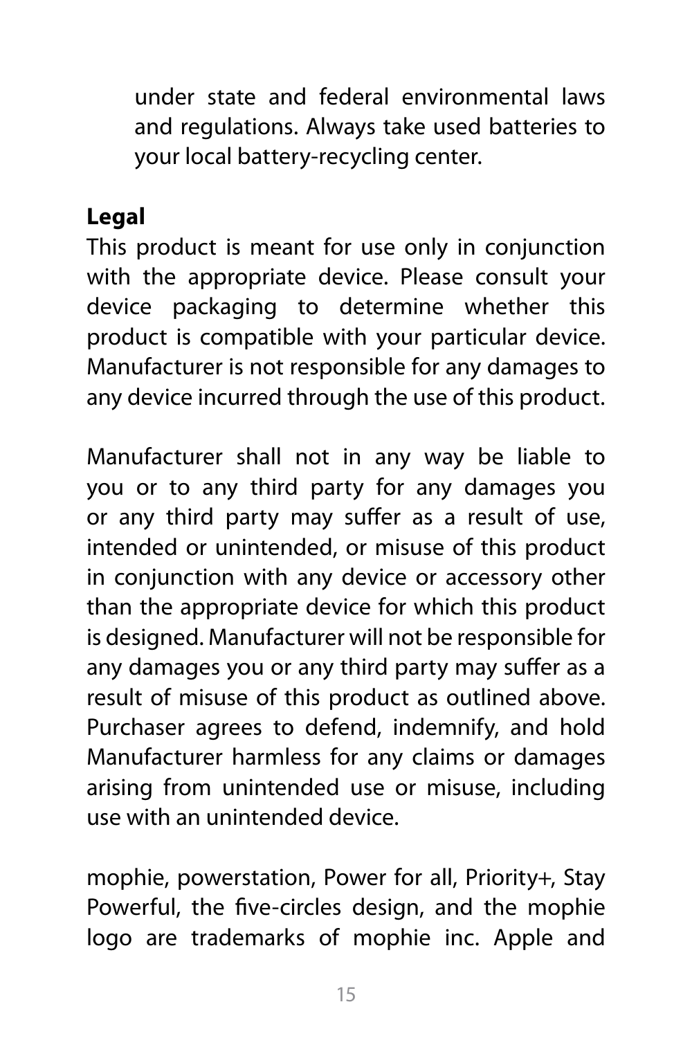under state and federal environmental laws and regulations. Always take used batteries to your local battery-recycling center.

## Legal

This product is meant for use only in conjunction with the appropriate device. Please consult your device packaging to determine whether this product is compatible with your particular device. Manufacturer is not responsible for any damages to any device incurred through the use of this product.

Manufacturer shall not in any way be liable to you or to any third party for any damages you or any third party may suffer as a result of use, intended or unintended, or misuse of this product in conjunction with any device or accessory other than the appropriate device for which this product is designed. Manufacturer will not be responsible for any damages you or any third party may suffer as a result of misuse of this product as outlined above. Purchaser agrees to defend, indemnify, and hold Manufacturer harmless for any claims or damages arising from unintended use or misuse, including use with an unintended device.

mophie, powerstation, Power for all, Priority+, Stay Powerful, the five-circles design, and the mophie logo are trademarks of mophie inc. Apple and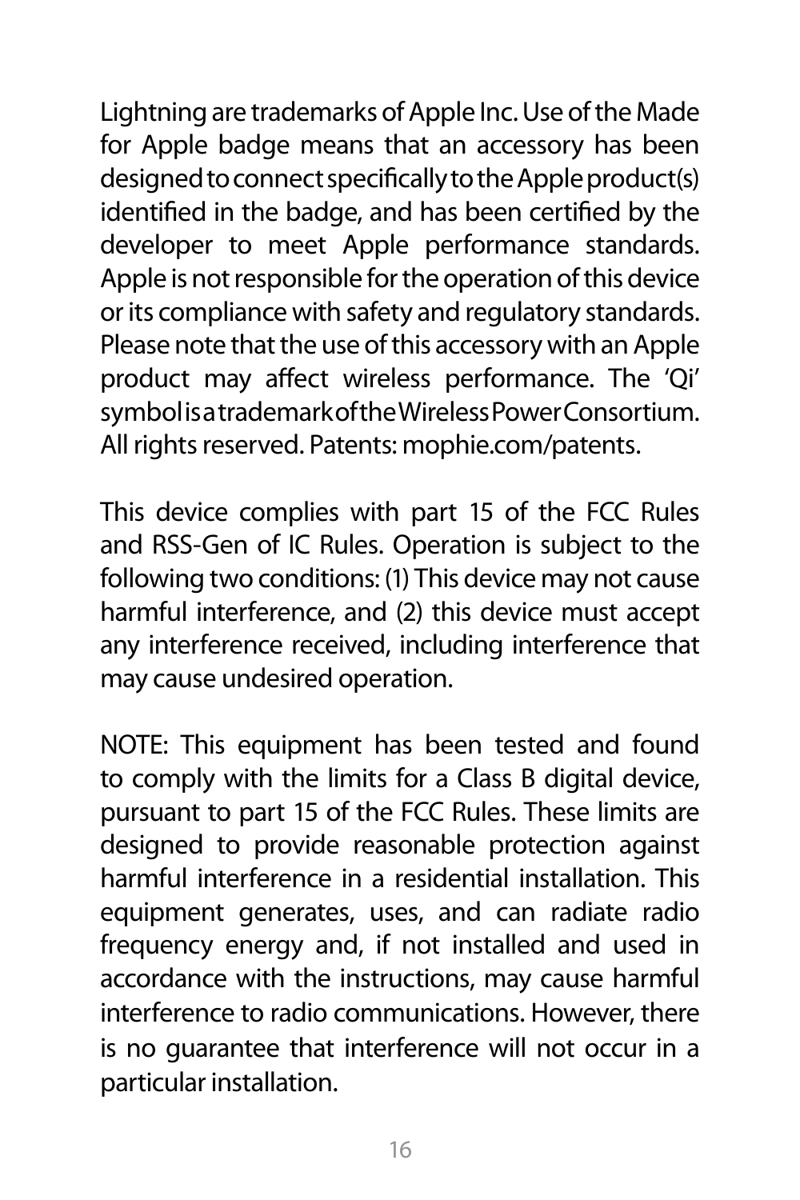Lightning are trademarks of Apple Inc. Use of the Made for Apple badge means that an accessory has been designed to connect specifically to the Apple product(s) identified in the badge, and has been certified by the developer to meet Apple performance standards. Apple is not responsible for the operation of this device or its compliance with safety and regulatory standards. Please note that the use of this accessory with an Apple product may affect wireless performance. The 'Qi' symbol is a trademark of the Wireless Power Consortium. All rights reserved. Patents: mophie.com/patents.

This device complies with part 15 of the FCC Rules and RSS-Gen of IC Rules. Operation is subject to the following two conditions: (1) This device may not cause harmful interference, and (2) this device must accept any interference received, including interference that may cause undesired operation.

NOTE: This equipment has been tested and found to comply with the limits for a Class B digital device, pursuant to part 15 of the FCC Rules. These limits are designed to provide reasonable protection against harmful interference in a residential installation. This equipment generates, uses, and can radiate radio frequency energy and, if not installed and used in accordance with the instructions, may cause harmful interference to radio communications. However, there is no guarantee that interference will not occur in a particular installation.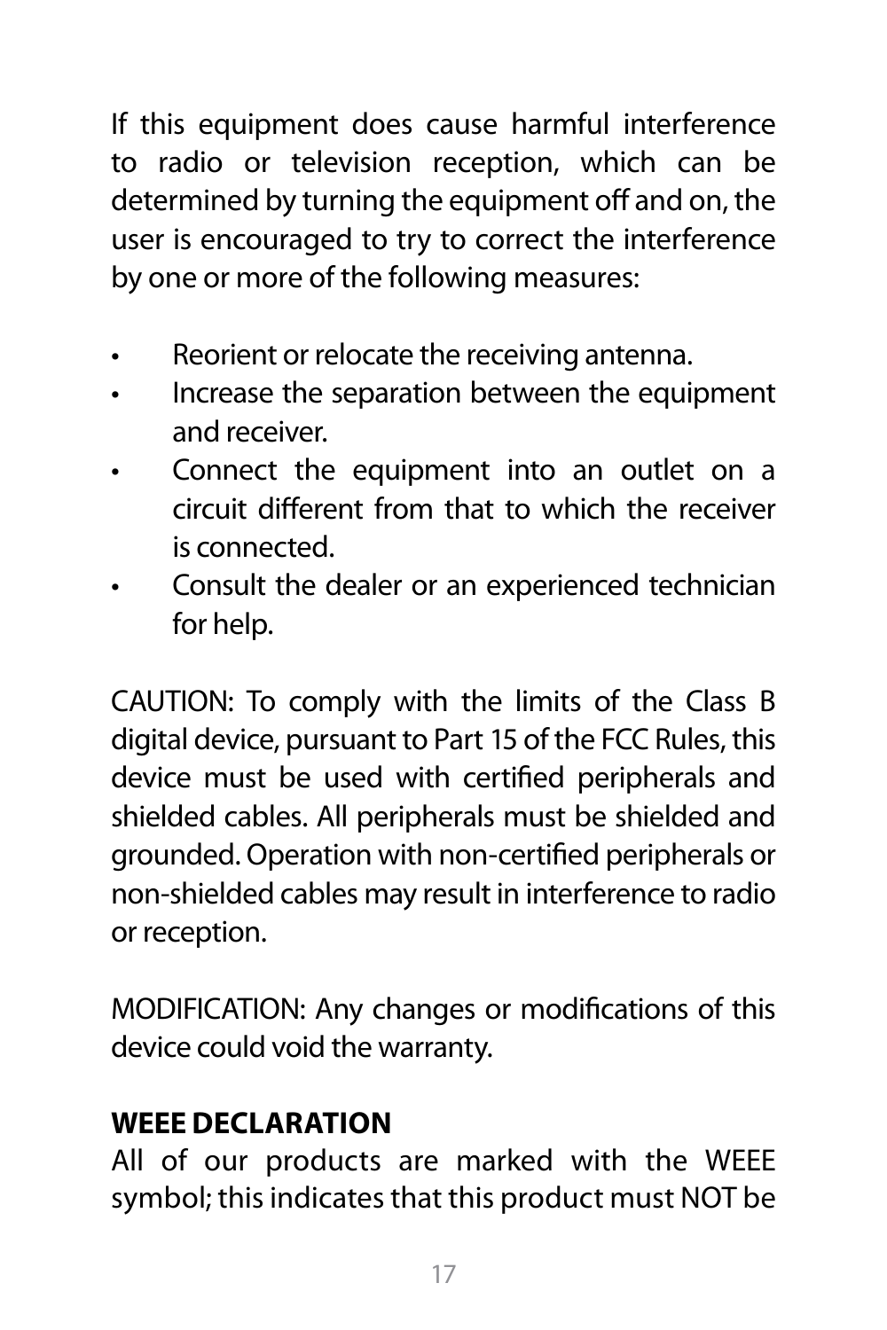If this equipment does cause harmful interference to radio or television reception, which can be determined by turning the equipment off and on, the user is encouraged to try to correct the interference by one or more of the following measures:

- Reorient or relocate the receiving antenna.
- Increase the separation between the equipment and receiver.
- Connect the equipment into an outlet on a circuit different from that to which the receiver is connected.
- Consult the dealer or an experienced technician for help.

CAUTION: To comply with the limits of the Class B digital device, pursuant to Part 15 of the FCC Rules, this device must be used with certified peripherals and shielded cables. All peripherals must be shielded and grounded. Operation with non-certified peripherals or non-shielded cables may result in interference to radio or reception.

MODIFICATION: Any changes or modifications of this device could void the warranty.

**WEEE DECLARATION**

All of our products are marked with the WEEE symbol; this indicates that this product must NOT be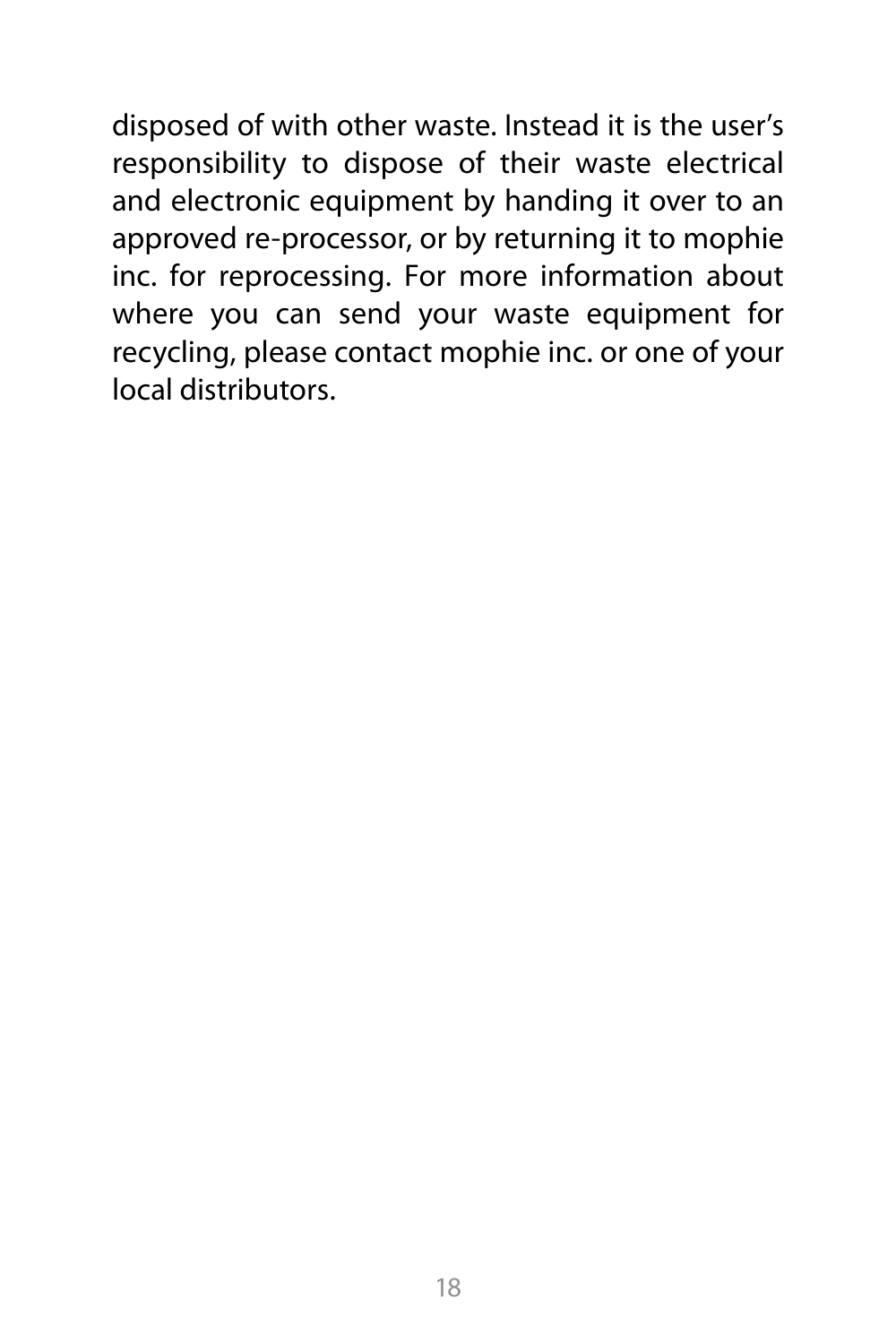disposed of with other waste. Instead it is the user's responsibility to dispose of their waste electrical and electronic equipment by handing it over to an approved re-processor, or by returning it to mophie inc. for reprocessing. For more information about where you can send your waste equipment for recycling, please contact mophie inc. or one of your local distributors.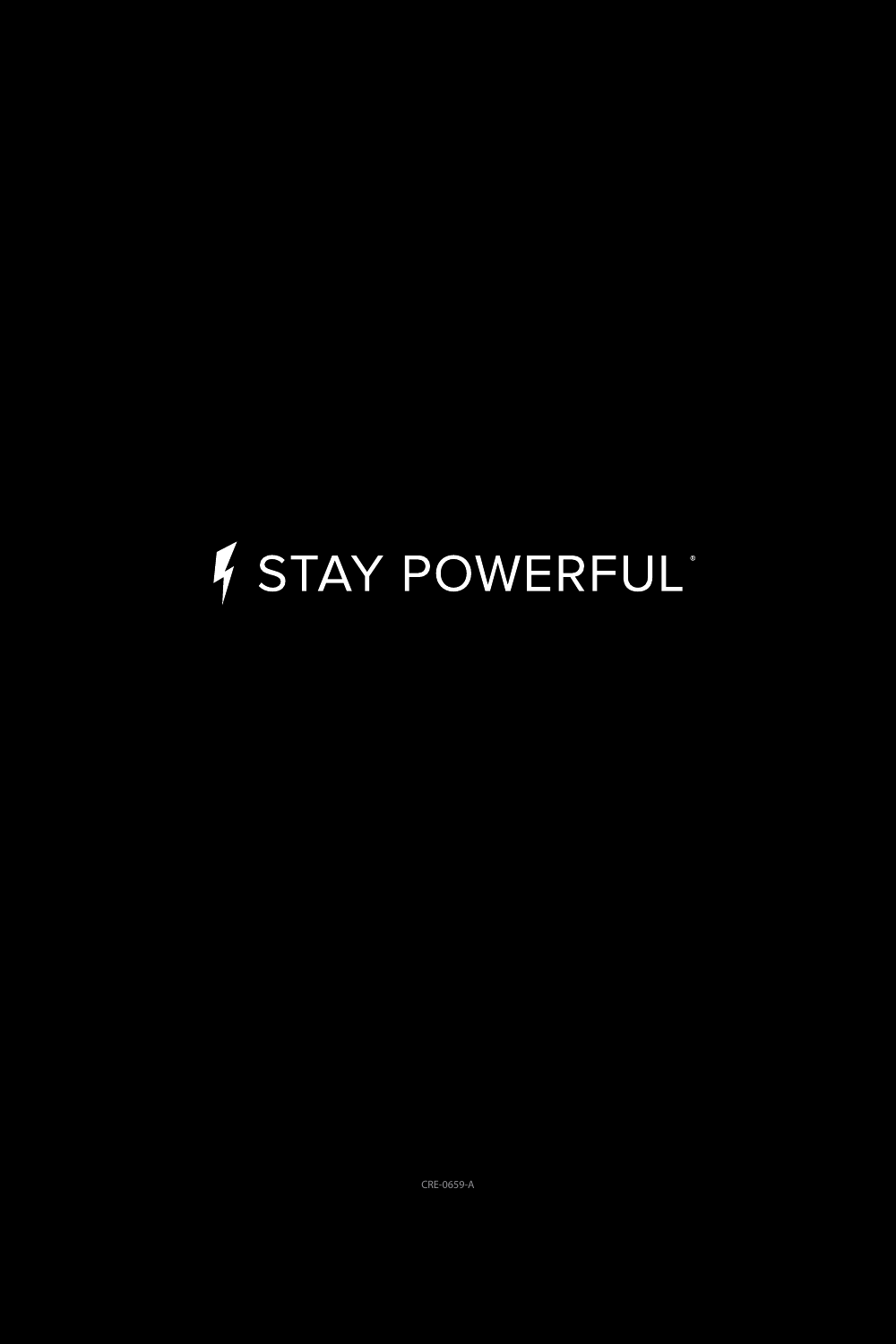STAY POWERFUL®

CRE-0659-A